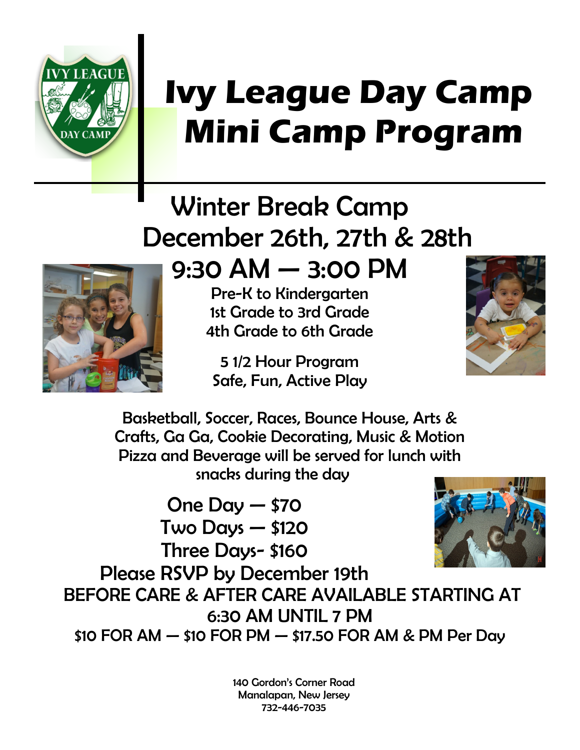# Ivy League Day Camp Mini Camp Program

## Winter Break Camp
## December 26th, 27th & 28th
## 9:30 AM — 3:00 PM

Pre-K to Kindergarten
1st Grade to 3rd Grade
4th Grade to 6th Grade

5 1/2 Hour Program
Safe, Fun, Active Play

Basketball, Soccer, Races, Bounce House, Arts & Crafts, Ga Ga, Cookie Decorating, Music & Motion
Pizza and Beverage will be served for lunch with snacks during the day

One Day — $70
Two Days — $120
Three Days- $160

Please RSVP by December 19th

BEFORE CARE & AFTER CARE AVAILABLE STARTING AT 6:30 AM UNTIL 7 PM
$10 FOR AM — $10 FOR PM — $17.50 FOR AM & PM Per Day

140 Gordon's Corner Road
Manalapan, New Jersey
732-446-7035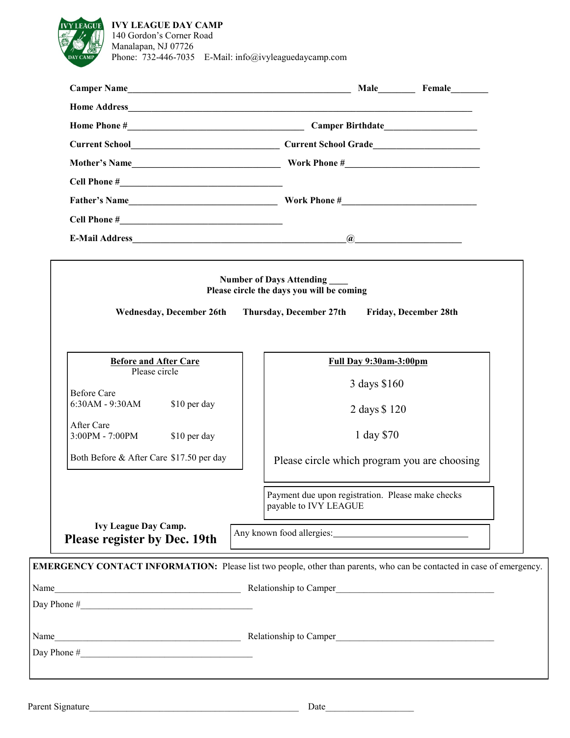**IVY LEAGUE DAY CAMP**
140 Gordon's Corner Road
Manalapan, NJ 07726
Phone: 732-446-7035 E-Mail: info@ivyleaguedaycamp.com

**Camper Name**_______________________________________________ **Male**_______ **Female**_______

**Home Address**_________________________________________________________________________

**Home Phone #**_____________________________________ **Camper Birthdate**___________________

**Current School**______________________________ **Current School Grade**______________________

**Mother's Name**______________________________ **Work Phone #**____________________________

**Cell Phone #**__________________________________

**Father's Name**______________________________ **Work Phone #**____________________________

**Cell Phone #**__________________________________

**E-Mail Address**____________________________________________**@**______________________

**Number of Days Attending ____**
**Please circle the days you will be coming**

**Wednesday, December 26th** **Thursday, December 27th** **Friday, December 28th**

**<u>Before and After Care</u>**
Please circle

Before Care
6:30AM - 9:30AM $10 per day

After Care
3:00PM - 7:00PM $10 per day

Both Before & After Care $17.50 per day

**<u>Full Day 9:30am-3:00pm</u>**

3 days $160

2 days $ 120

1 day $70

Please circle which program you are choosing

Payment due upon registration. Please make checks payable to IVY LEAGUE

**Ivy League Day Camp.**
**Please register by Dec. 19th**

Any known food allergies:_____________________________

**EMERGENCY CONTACT INFORMATION:** Please list two people, other than parents, who can be contacted in case of emergency.

Name_______________________________________ Relationship to Camper___________________________________

Day Phone #_____________________________________

Name_______________________________________ Relationship to Camper___________________________________

Day Phone #_____________________________________

Parent Signature_______________________________________________ Date___________________